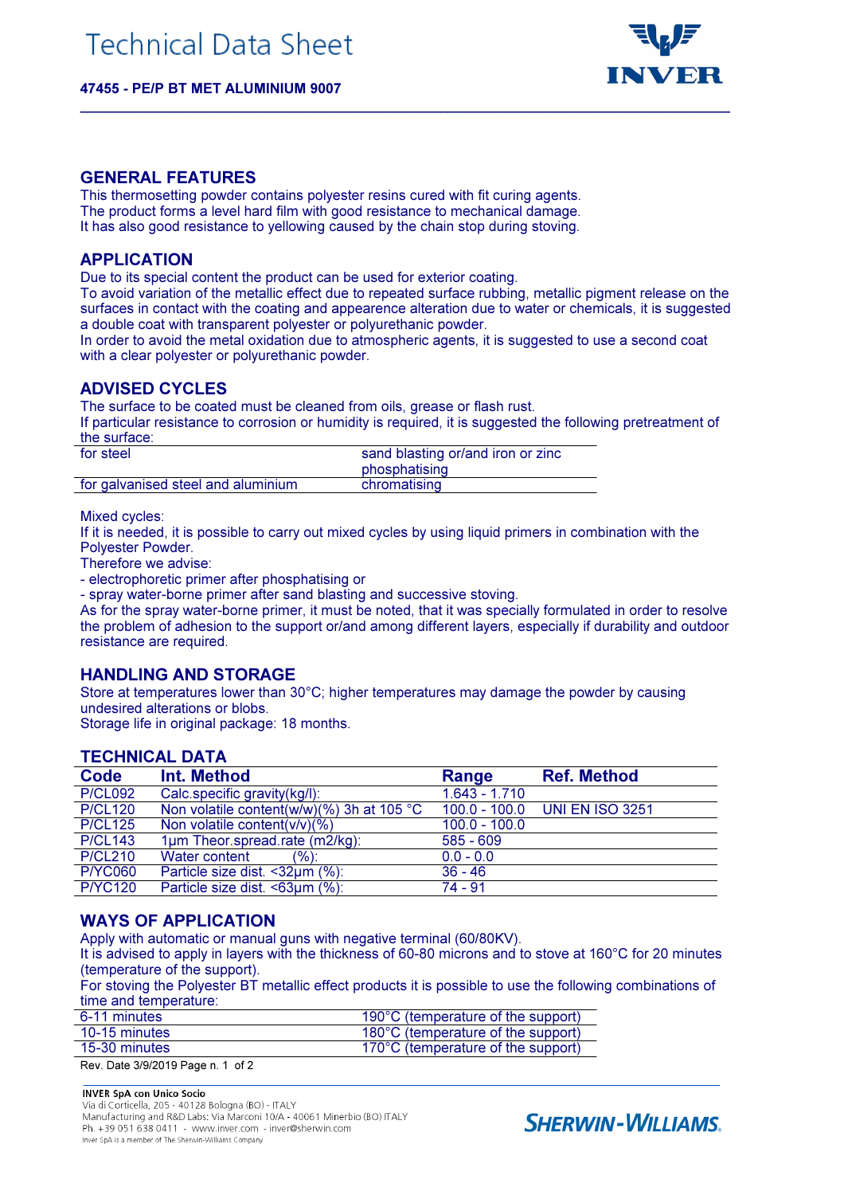# Technical Data Sheet

**47455 - PE/P BT MET ALUMINIUM 9007**

## GENERAL FEATURES

This thermosetting powder contains polyester resins cured with fit curing agents.
The product forms a level hard film with good resistance to mechanical damage.
It has also good resistance to yellowing caused by the chain stop during stoving.

## APPLICATION

Due to its special content the product can be used for exterior coating.
To avoid variation of the metallic effect due to repeated surface rubbing, metallic pigment release on the surfaces in contact with the coating and appearence alteration due to water or chemicals, it is suggested a double coat with transparent polyester or polyurethanic powder.
In order to avoid the metal oxidation due to atmospheric agents, it is suggested to use a second coat with a clear polyester or polyurethanic powder.

## ADVISED CYCLES

The surface to be coated must be cleaned from oils, grease or flash rust.
If particular resistance to corrosion or humidity is required, it is suggested the following pretreatment of the surface:

| | |
|---|---|
| for steel | sand blasting or/and iron or zinc phosphatising |
| for galvanised steel and aluminium | chromatising |

Mixed cycles:
If it is needed, it is possible to carry out mixed cycles by using liquid primers in combination with the Polyester Powder.
Therefore we advise:
- electrophoretic primer after phosphatising or
- spray water-borne primer after sand blasting and successive stoving.

As for the spray water-borne primer, it must be noted, that it was specially formulated in order to resolve the problem of adhesion to the support or/and among different layers, especially if durability and outdoor resistance are required.

## HANDLING AND STORAGE

Store at temperatures lower than 30°C; higher temperatures may damage the powder by causing undesired alterations or blobs.
Storage life in original package: 18 months.

## TECHNICAL DATA

| Code | Int. Method | Range | Ref. Method |
|---|---|---|---|
| P/CL092 | Calc.specific gravity(kg/l): | 1.643 - 1.710 | |
| P/CL120 | Non volatile content(w/w)(%) 3h at 105 °C | 100.0 - 100.0 | UNI EN ISO 3251 |
| P/CL125 | Non volatile content(v/v)(%) | 100.0 - 100.0 | |
| P/CL143 | 1µm Theor.spread.rate (m2/kg): | 585 - 609 | |
| P/CL210 | Water content (%): | 0.0 - 0.0 | |
| P/YC060 | Particle size dist. <32µm (%): | 36 - 46 | |
| P/YC120 | Particle size dist. <63µm (%): | 74 - 91 | |

## WAYS OF APPLICATION

Apply with automatic or manual guns with negative terminal (60/80KV).
It is advised to apply in layers with the thickness of 60-80 microns and to stove at 160°C for 20 minutes (temperature of the support).
For stoving the Polyester BT metallic effect products it is possible to use the following combinations of time and temperature:

| | |
|---|---|
| 6-11 minutes | 190°C (temperature of the support) |
| 10-15 minutes | 180°C (temperature of the support) |
| 15-30 minutes | 170°C (temperature of the support) |

Rev. Date 3/9/2019

**INVER SpA con Unico Socio**
Via di Corticella, 205 - 40128 Bologna (BO) - ITALY
Manufacturing and R&D Labs: Via Marconi 10/A - 40061 Minerbio (BO) ITALY
Ph. +39 051 638 0411 - www.inver.com - inver@sherwin.com
Inver SpA is a member of The Sherwin-Williams Company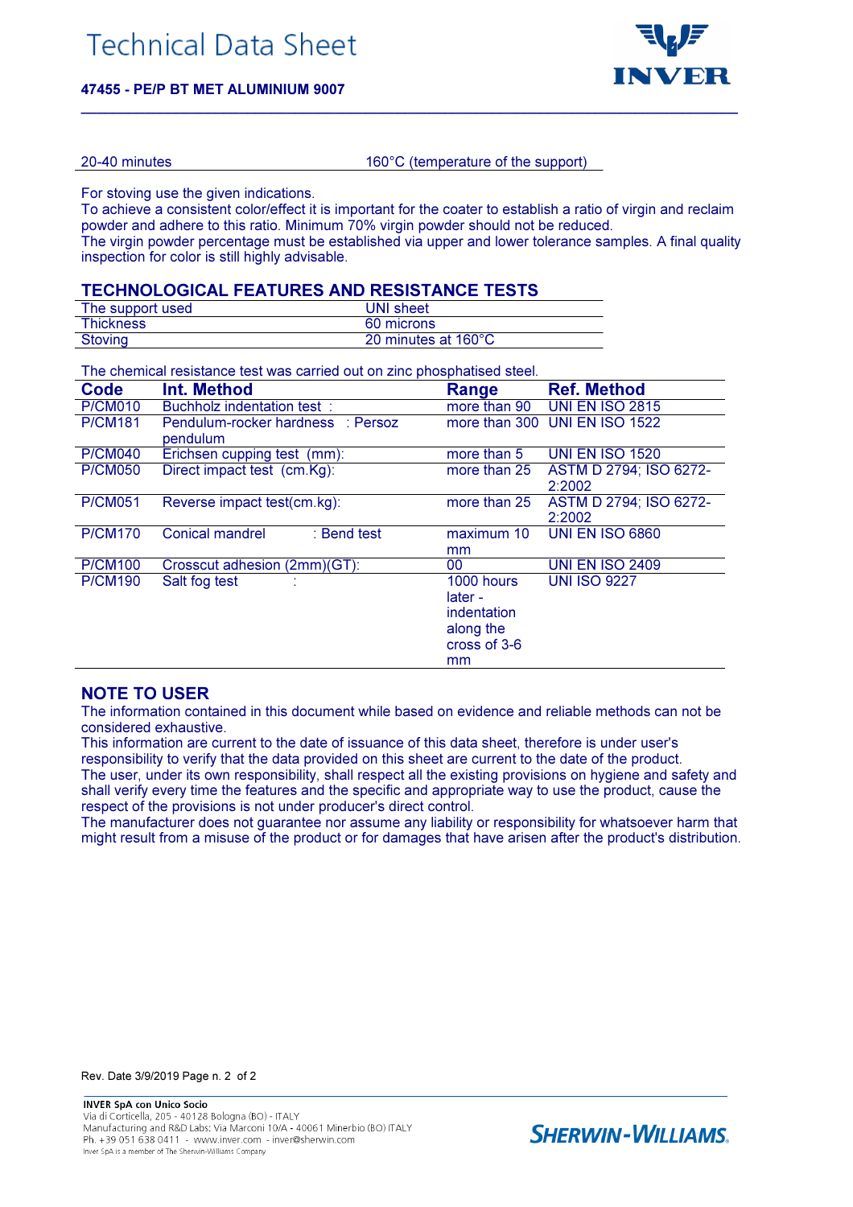# Technical Data Sheet

**47455 - PE/P BT MET ALUMINIUM 9007**

| | |
|---|---|
| 20-40 minutes | 160°C (temperature of the support) |

For stoving use the given indications.
To achieve a consistent color/effect it is important for the coater to establish a ratio of virgin and reclaim powder and adhere to this ratio. Minimum 70% virgin powder should not be reduced.
The virgin powder percentage must be established via upper and lower tolerance samples. A final quality inspection for color is still highly advisable.

## TECHNOLOGICAL FEATURES AND RESISTANCE TESTS

| | |
|---|---|
| The support used | UNI sheet |
| Thickness | 60 microns |
| Stoving | 20 minutes at 160°C |

The chemical resistance test was carried out on zinc phosphatised steel.

| Code | Int. Method | Range | Ref. Method |
|---|---|---|---|
| P/CM010 | Buchholz indentation test : | more than 90 | UNI EN ISO 2815 |
| P/CM181 | Pendulum-rocker hardness : Persoz pendulum | more than 300 | UNI EN ISO 1522 |
| P/CM040 | Erichsen cupping test (mm): | more than 5 | UNI EN ISO 1520 |
| P/CM050 | Direct impact test (cm.Kg): | more than 25 | ASTM D 2794; ISO 6272-2:2002 |
| P/CM051 | Reverse impact test(cm.kg): | more than 25 | ASTM D 2794; ISO 6272-2:2002 |
| P/CM170 | Conical mandrel : Bend test | maximum 10 mm | UNI EN ISO 6860 |
| P/CM100 | Crosscut adhesion (2mm)(GT): | 00 | UNI EN ISO 2409 |
| P/CM190 | Salt fog test : | 1000 hours later - indentation along the cross of 3-6 mm | UNI ISO 9227 |

## NOTE TO USER

The information contained in this document while based on evidence and reliable methods can not be considered exhaustive.
This information are current to the date of issuance of this data sheet, therefore is under user's responsibility to verify that the data provided on this sheet are current to the date of the product.
The user, under its own responsibility, shall respect all the existing provisions on hygiene and safety and shall verify every time the features and the specific and appropriate way to use the product, cause the respect of the provisions is not under producer's direct control.
The manufacturer does not guarantee nor assume any liability or responsibility for whatsoever harm that might result from a misuse of the product or for damages that have arisen after the product's distribution.

Rev. Date 3/9/2019

INVER SpA con Unico Socio
Via di Corticella, 205 - 40128 Bologna (BO) - ITALY
Manufacturing and R&D Labs: Via Marconi 10/A - 40061 Minerbio (BO) ITALY
Ph. +39 051 638 0411 - www.inver.com - inver@sherwin.com
Inver SpA is a member of The Sherwin-Williams Company